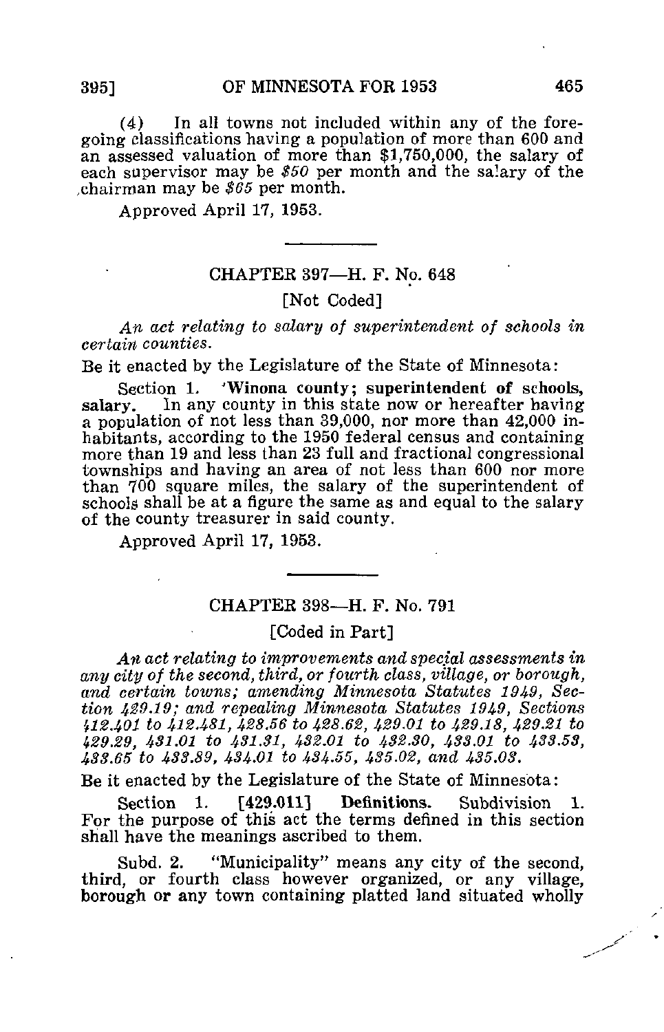(4) In all towns not included within any of the foregoing classifications having a population of more than 600 and an assessed valuation of more than $1,750,000, the salary of each supervisor may be *$50* per month and the salary of the chairman may be *$65* per month.

Approved April 17, 1953.

---

## CHAPTER 397—H. F. No. 648

[Not Coded]

*An act relating to salary of superintendent of schools in certain counties.*

Be it enacted by the Legislature of the State of Minnesota:

Section 1. **Winona county; superintendent of schools, salary.** In any county in this state now or hereafter having a population of not less than 39,000, nor more than 42,000 inhabitants, according to the 1950 federal census and containing more than 19 and less than 23 full and fractional congressional townships and having an area of not less than 600 nor more than 700 square miles, the salary of the superintendent of schools shall be at a figure the same as and equal to the salary of the county treasurer in said county.

Approved April 17, 1953.

---

## CHAPTER 398—H. F. No. 791

[Coded in Part]

*An act relating to improvements and special assessments in any city of the second, third, or fourth class, village, or borough, and certain towns; amending Minnesota Statutes 1949, Section 429.19; and repealing Minnesota Statutes 1949, Sections 412.401 to 412.481, 428.56 to 428.62, 429.01 to 429.18, 429.21 to 429.29, 431.01 to 431.31, 432.01 to 432.30, 433.01 to 433.53, 433.65 to 433.89, 434.01 to 434.55, 435.02, and 435.03.*

Be it enacted by the Legislature of the State of Minnesota:

Section 1. [429.011] **Definitions.** Subdivision 1. For the purpose of this act the terms defined in this section shall have the meanings ascribed to them.

Subd. 2. "Municipality" means any city of the second, third, or fourth class however organized, or any village, borough or any town containing platted land situated wholly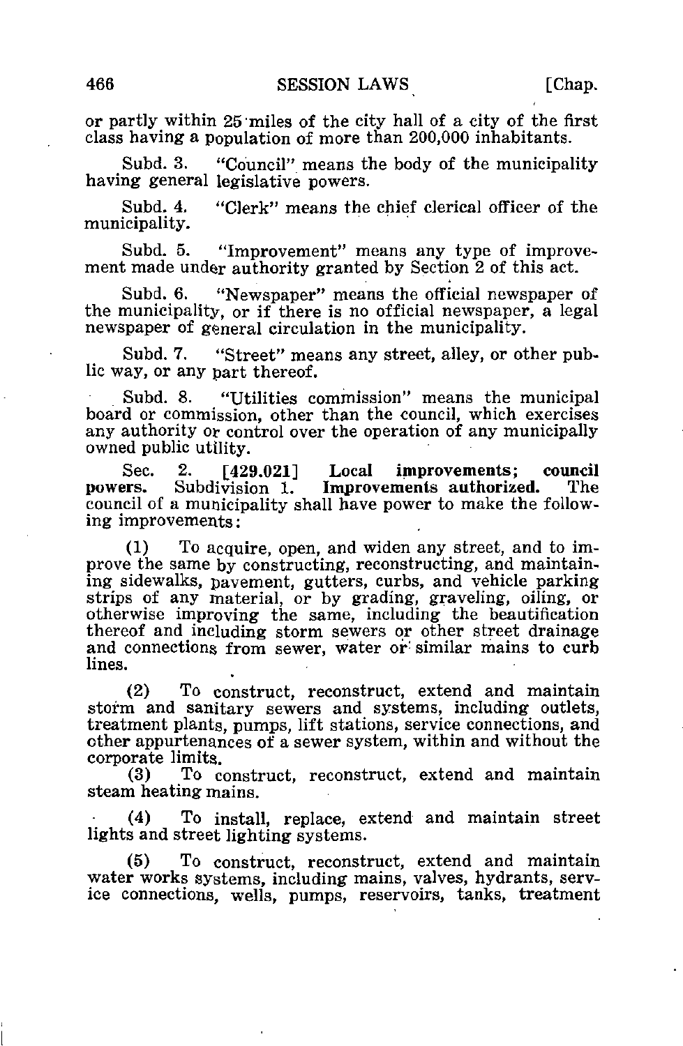or partly within 25 miles of the city hall of a city of the first class having a population of more than 200,000 inhabitants.

Subd. 3. "Council" means the body of the municipality having general legislative powers.

Subd. 4. "Clerk" means the chief clerical officer of the municipality.

Subd. 5. "Improvement" means any type of improvement made under authority granted by Section 2 of this act.

Subd. 6. "Newspaper" means the official newspaper of the municipality, or if there is no official newspaper, a legal newspaper of general circulation in the municipality.

Subd. 7. "Street" means any street, alley, or other public way, or any part thereof.

Subd. 8. "Utilities commission" means the municipal board or commission, other than the council, which exercises any authority or control over the operation of any municipally owned public utility.

Sec. 2. [429.021] **Local improvements; council powers.** Subdivision 1. **Improvements authorized.** The council of a municipality shall have power to make the following improvements:

(1) To acquire, open, and widen any street, and to improve the same by constructing, reconstructing, and maintaining sidewalks, pavement, gutters, curbs, and vehicle parking strips of any material, or by grading, graveling, oiling, or otherwise improving the same, including the beautification thereof and including storm sewers or other street drainage and connections from sewer, water or similar mains to curb lines.

(2) To construct, reconstruct, extend and maintain storm and sanitary sewers and systems, including outlets, treatment plants, pumps, lift stations, service connections, and other appurtenances of a sewer system, within and without the corporate limits.

(3) To construct, reconstruct, extend and maintain steam heating mains.

(4) To install, replace, extend and maintain street lights and street lighting systems.

(5) To construct, reconstruct, extend and maintain water works systems, including mains, valves, hydrants, service connections, wells, pumps, reservoirs, tanks, treatment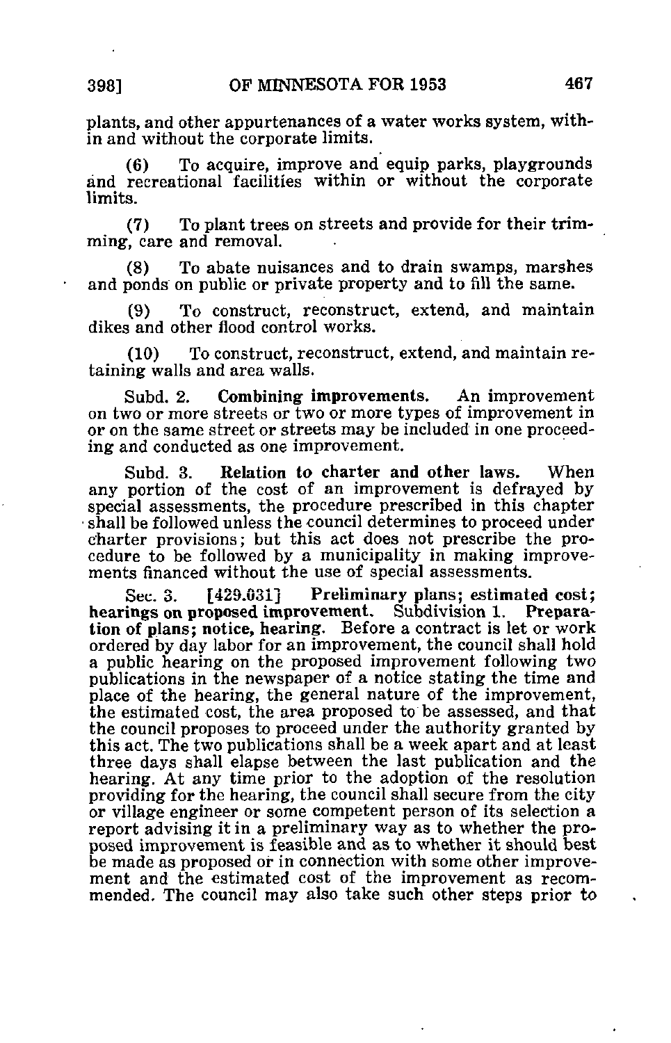plants, and other appurtenances of a water works system, within and without the corporate limits.

(6) To acquire, improve and equip parks, playgrounds and recreational facilities within or without the corporate limits.

(7) To plant trees on streets and provide for their trimming, care and removal.

(8) To abate nuisances and to drain swamps, marshes and ponds on public or private property and to fill the same.

(9) To construct, reconstruct, extend, and maintain dikes and other flood control works.

(10) To construct, reconstruct, extend, and maintain retaining walls and area walls.

Subd. 2. **Combining improvements.** An improvement on two or more streets or two or more types of improvement in or on the same street or streets may be included in one proceeding and conducted as one improvement.

Subd. 3. **Relation to charter and other laws.** When any portion of the cost of an improvement is defrayed by special assessments, the procedure prescribed in this chapter shall be followed unless the council determines to proceed under charter provisions; but this act does not prescribe the procedure to be followed by a municipality in making improvements financed without the use of special assessments.

Sec. 3. [429.031] **Preliminary plans; estimated cost; hearings on proposed improvement.** Subdivision 1. **Preparation of plans; notice, hearing.** Before a contract is let or work ordered by day labor for an improvement, the council shall hold a public hearing on the proposed improvement following two publications in the newspaper of a notice stating the time and place of the hearing, the general nature of the improvement, the estimated cost, the area proposed to be assessed, and that the council proposes to proceed under the authority granted by this act. The two publications shall be a week apart and at least three days shall elapse between the last publication and the hearing. At any time prior to the adoption of the resolution providing for the hearing, the council shall secure from the city or village engineer or some competent person of its selection a report advising it in a preliminary way as to whether the proposed improvement is feasible and as to whether it should best be made as proposed or in connection with some other improvement and the estimated cost of the improvement as recommended. The council may also take such other steps prior to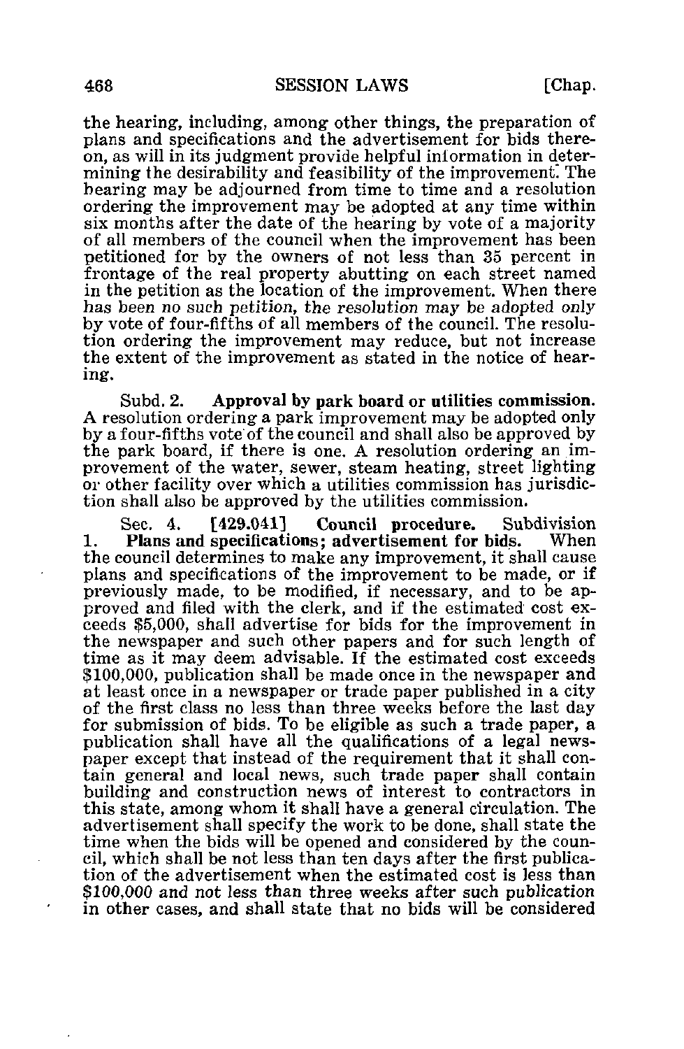the hearing, including, among other things, the preparation of plans and specifications and the advertisement for bids thereon, as will in its judgment provide helpful information in determining the desirability and feasibility of the improvement. The hearing may be adjourned from time to time and a resolution ordering the improvement may be adopted at any time within six months after the date of the hearing by vote of a majority of all members of the council when the improvement has been petitioned for by the owners of not less than 35 percent in frontage of the real property abutting on each street named in the petition as the location of the improvement. When there has been no such petition, the resolution may be adopted only by vote of four-fifths of all members of the council. The resolution ordering the improvement may reduce, but not increase the extent of the improvement as stated in the notice of hearing.

Subd. 2. **Approval by park board or utilities commission.** A resolution ordering a park improvement may be adopted only by a four-fifths vote of the council and shall also be approved by the park board, if there is one. A resolution ordering an improvement of the water, sewer, steam heating, street lighting or other facility over which a utilities commission has jurisdiction shall also be approved by the utilities commission.

Sec. 4. **[429.041] Council procedure.** Subdivision 1. **Plans and specifications; advertisement for bids.** When the council determines to make any improvement, it shall cause plans and specifications of the improvement to be made, or if previously made, to be modified, if necessary, and to be approved and filed with the clerk, and if the estimated cost exceeds $5,000, shall advertise for bids for the improvement in the newspaper and such other papers and for such length of time as it may deem advisable. If the estimated cost exceeds $100,000, publication shall be made once in the newspaper and at least once in a newspaper or trade paper published in a city of the first class no less than three weeks before the last day for submission of bids. To be eligible as such a trade paper, a publication shall have all the qualifications of a legal newspaper except that instead of the requirement that it shall contain general and local news, such trade paper shall contain building and construction news of interest to contractors in this state, among whom it shall have a general circulation. The advertisement shall specify the work to be done, shall state the time when the bids will be opened and considered by the council, which shall be not less than ten days after the first publication of the advertisement when the estimated cost is less than $100,000 and not less than three weeks after such publication in other cases, and shall state that no bids will be considered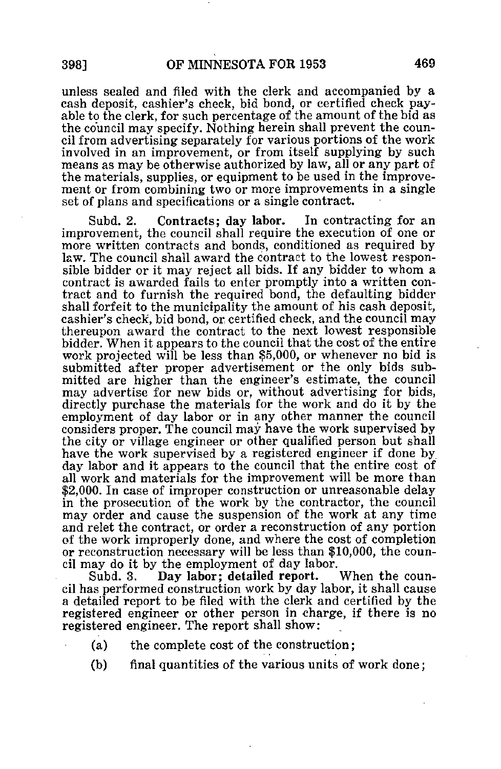unless sealed and filed with the clerk and accompanied by a cash deposit, cashier's check, bid bond, or certified check payable to the clerk, for such percentage of the amount of the bid as the council may specify. Nothing herein shall prevent the council from advertising separately for various portions of the work involved in an improvement, or from itself supplying by such means as may be otherwise authorized by law, all or any part of the materials, supplies, or equipment to be used in the improvement or from combining two or more improvements in a single set of plans and specifications or a single contract.

Subd. 2. **Contracts; day labor.** In contracting for an improvement, the council shall require the execution of one or more written contracts and bonds, conditioned as required by law. The council shall award the contract to the lowest responsible bidder or it may reject all bids. If any bidder to whom a contract is awarded fails to enter promptly into a written contract and to furnish the required bond, the defaulting bidder shall forfeit to the municipality the amount of his cash deposit, cashier's check, bid bond, or certified check, and the council may thereupon award the contract to the next lowest responsible bidder. When it appears to the council that the cost of the entire work projected will be less than $5,000, or whenever no bid is submitted after proper advertisement or the only bids submitted are higher than the engineer's estimate, the council may advertise for new bids or, without advertising for bids, directly purchase the materials for the work and do it by the employment of day labor or in any other manner the council considers proper. The council may have the work supervised by the city or village engineer or other qualified person but shall have the work supervised by a registered engineer if done by day labor and it appears to the council that the entire cost of all work and materials for the improvement will be more than $2,000. In case of improper construction or unreasonable delay in the prosecution of the work by the contractor, the council may order and cause the suspension of the work at any time and relet the contract, or order a reconstruction of any portion of the work improperly done, and where the cost of completion or reconstruction necessary will be less than $10,000, the council may do it by the employment of day labor.

Subd. 3. **Day labor; detailed report.** When the council has performed construction work by day labor, it shall cause a detailed report to be filed with the clerk and certified by the registered engineer or other person in charge, if there is no registered engineer. The report shall show:

(a) the complete cost of the construction;

(b) final quantities of the various units of work done;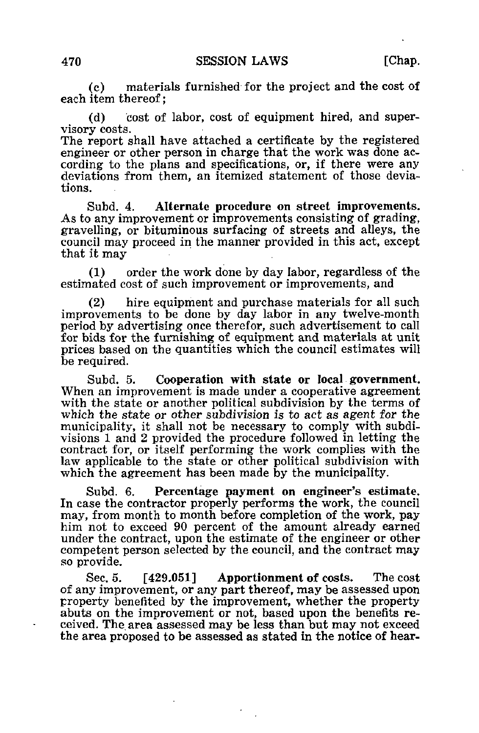(c) materials furnished for the project and the cost of each item thereof;

(d) cost of labor, cost of equipment hired, and supervisory costs.

The report shall have attached a certificate by the registered engineer or other person in charge that the work was done according to the plans and specifications, or, if there were any deviations from them, an itemized statement of those deviations.

Subd. 4. **Alternate procedure on street improvements.** As to any improvement or improvements consisting of grading, gravelling, or bituminous surfacing of streets and alleys, the council may proceed in the manner provided in this act, except that it may

(1) order the work done by day labor, regardless of the estimated cost of such improvement or improvements, and

(2) hire equipment and purchase materials for all such improvements to be done by day labor in any twelve-month period by advertising once therefor, such advertisement to call for bids for the furnishing of equipment and materials at unit prices based on the quantities which the council estimates will be required.

Subd. 5. **Cooperation with state or local government.** When an improvement is made under a cooperative agreement with the state or another political subdivision by the terms of *which the state or other subdivision is to act as agent for the* municipality, it shall not be necessary to comply with subdivisions 1 and 2 provided the procedure followed in letting the contract for, or itself performing the work complies with the law applicable to the state or other political subdivision with which the agreement has been made by the municipality.

Subd. 6. **Percentage payment on engineer's estimate.** In case the contractor properly performs the work, the council may, from month to month before completion of the work, pay him not to exceed 90 percent of the amount already earned under the contract, upon the estimate of the engineer or other competent person selected by the council, and the contract may so provide.

Sec. 5. [429.051] **Apportionment of costs.** The cost of any improvement, or any part thereof, may be assessed upon property benefited by the improvement, whether the property abuts on the improvement or not, based upon the benefits received. The area assessed may be less than but may not exceed the area proposed to be assessed as stated in the notice of hear-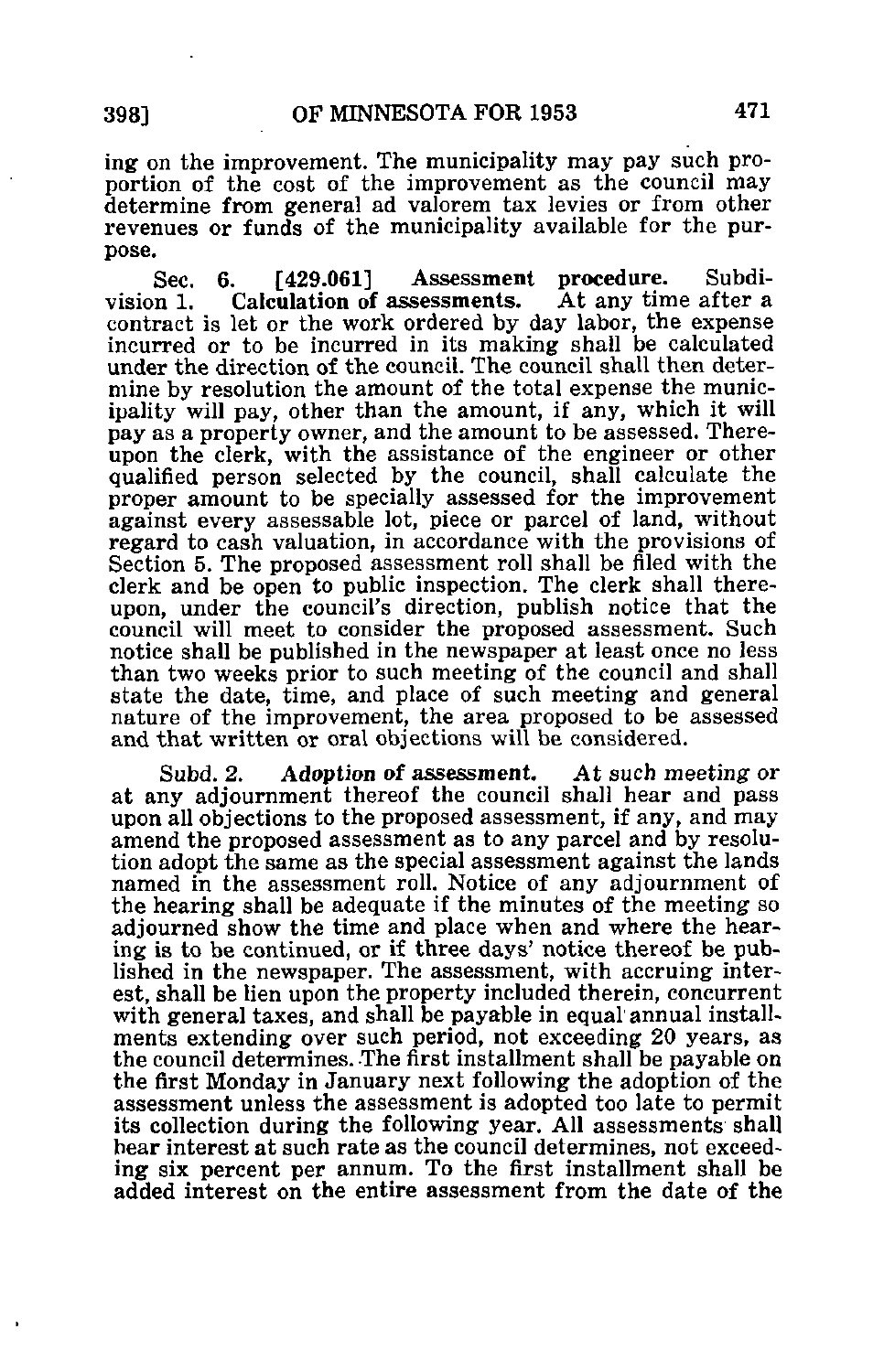ing on the improvement. The municipality may pay such proportion of the cost of the improvement as the council may determine from general ad valorem tax levies or from other revenues or funds of the municipality available for the purpose.

Sec. 6. [429.061] **Assessment procedure.** Subdivision 1. **Calculation of assessments.** At any time after a contract is let or the work ordered by day labor, the expense incurred or to be incurred in its making shall be calculated under the direction of the council. The council shall then determine by resolution the amount of the total expense the municipality will pay, other than the amount, if any, which it will pay as a property owner, and the amount to be assessed. Thereupon the clerk, with the assistance of the engineer or other qualified person selected by the council, shall calculate the proper amount to be specially assessed for the improvement against every assessable lot, piece or parcel of land, without regard to cash valuation, in accordance with the provisions of Section 5. The proposed assessment roll shall be filed with the clerk and be open to public inspection. The clerk shall thereupon, under the council's direction, publish notice that the council will meet to consider the proposed assessment. Such notice shall be published in the newspaper at least once no less than two weeks prior to such meeting of the council and shall state the date, time, and place of such meeting and general nature of the improvement, the area proposed to be assessed and that written or oral objections will be considered.

Subd. 2. *Adoption of assessment.* At such meeting or at any adjournment thereof the council shall hear and pass upon all objections to the proposed assessment, if any, and may amend the proposed assessment as to any parcel and by resolution adopt the same as the special assessment against the lands named in the assessment roll. Notice of any adjournment of the hearing shall be adequate if the minutes of the meeting so adjourned show the time and place when and where the hearing is to be continued, or if three days' notice thereof be published in the newspaper. The assessment, with accruing interest, shall be lien upon the property included therein, concurrent with general taxes, and shall be payable in equal annual installments extending over such period, not exceeding 20 years, as the council determines. The first installment shall be payable on the first Monday in January next following the adoption of the assessment unless the assessment is adopted too late to permit its collection during the following year. All assessments shall bear interest at such rate as the council determines, not exceeding six percent per annum. To the first installment shall be added interest on the entire assessment from the date of the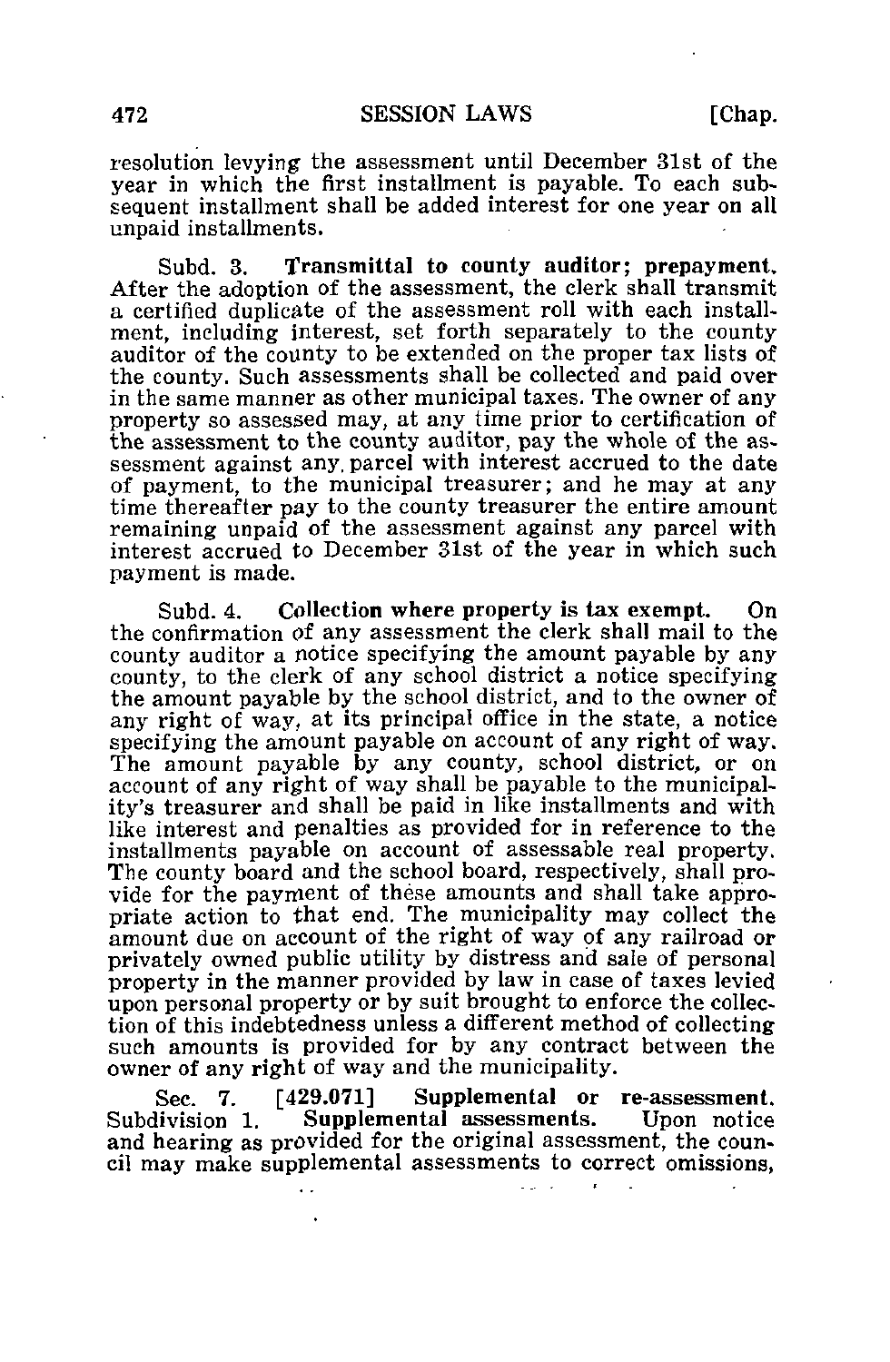resolution levying the assessment until December 31st of the year in which the first installment is payable. To each subsequent installment shall be added interest for one year on all unpaid installments.

Subd. 3. **Transmittal to county auditor; prepayment.** After the adoption of the assessment, the clerk shall transmit a certified duplicate of the assessment roll with each installment, including interest, set forth separately to the county auditor of the county to be extended on the proper tax lists of the county. Such assessments shall be collected and paid over in the same manner as other municipal taxes. The owner of any property so assessed may, at any time prior to certification of the assessment to the county auditor, pay the whole of the assessment against any parcel with interest accrued to the date of payment, to the municipal treasurer; and he may at any time thereafter pay to the county treasurer the entire amount remaining unpaid of the assessment against any parcel with interest accrued to December 31st of the year in which such payment is made.

Subd. 4. **Collection where property is tax exempt.** On the confirmation of any assessment the clerk shall mail to the county auditor a notice specifying the amount payable by any county, to the clerk of any school district a notice specifying the amount payable by the school district, and to the owner of any right of way, at its principal office in the state, a notice specifying the amount payable on account of any right of way. The amount payable by any county, school district, or on account of any right of way shall be payable to the municipality's treasurer and shall be paid in like installments and with like interest and penalties as provided for in reference to the installments payable on account of assessable real property. The county board and the school board, respectively, shall provide for the payment of these amounts and shall take appropriate action to that end. The municipality may collect the amount due on account of the right of way of any railroad or privately owned public utility by distress and sale of personal property in the manner provided by law in case of taxes levied upon personal property or by suit brought to enforce the collection of this indebtedness unless a different method of collecting such amounts is provided for by any contract between the owner of any right of way and the municipality.

Sec. 7. [429.071] **Supplemental or re-assessment.** Subdivision 1. **Supplemental assessments.** Upon notice and hearing as provided for the original assessment, the council may make supplemental assessments to correct omissions,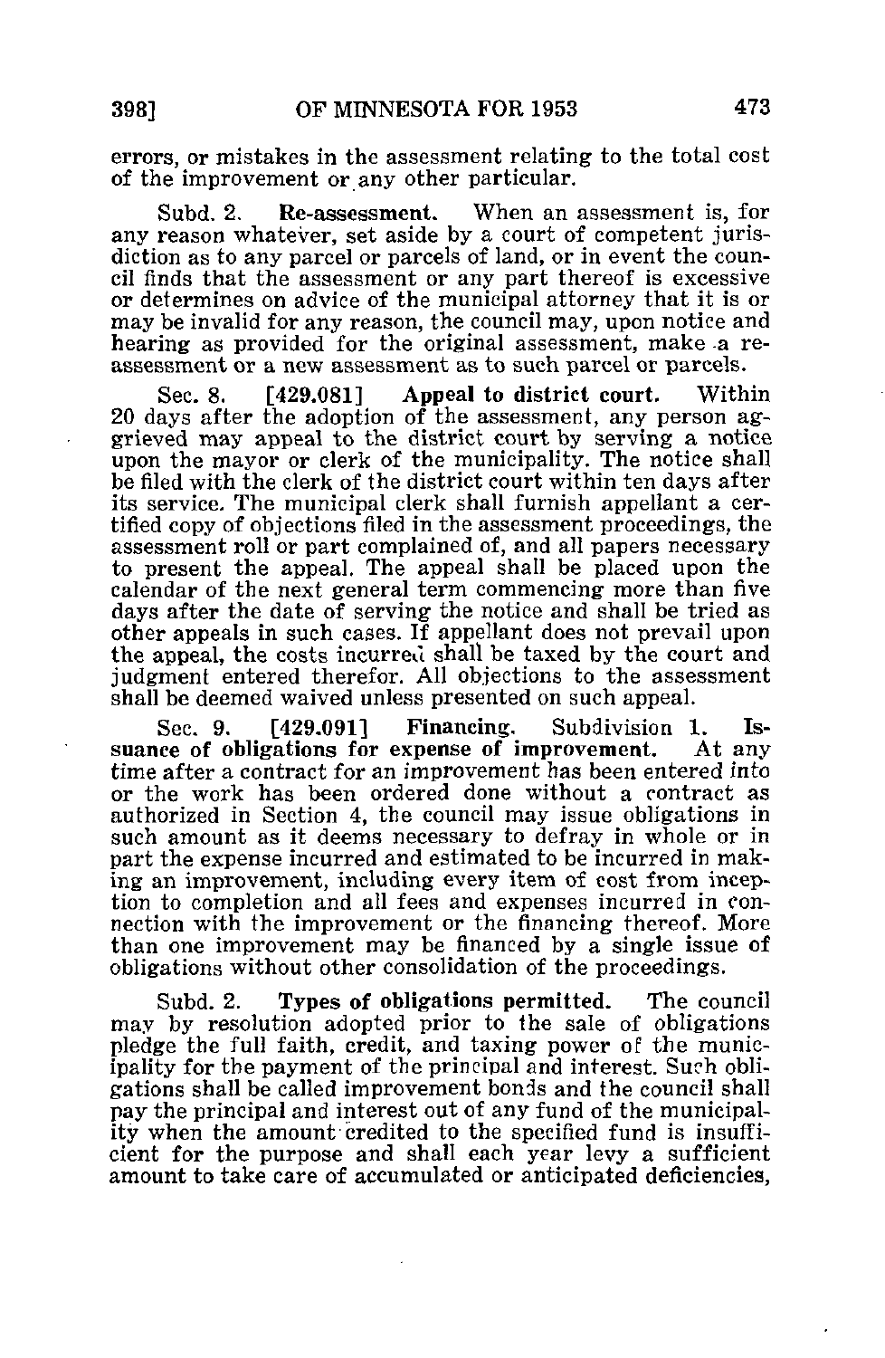errors, or mistakes in the assessment relating to the total cost of the improvement or any other particular.

Subd. 2. **Re-assessment.** When an assessment is, for any reason whatever, set aside by a court of competent jurisdiction as to any parcel or parcels of land, or in event the council finds that the assessment or any part thereof is excessive or determines on advice of the municipal attorney that it is or may be invalid for any reason, the council may, upon notice and hearing as provided for the original assessment, make a re-assessment or a new assessment as to such parcel or parcels.

Sec. 8. [429.081] **Appeal to district court.** Within 20 days after the adoption of the assessment, any person aggrieved may appeal to the district court by serving a notice upon the mayor or clerk of the municipality. The notice shall be filed with the clerk of the district court within ten days after its service. The municipal clerk shall furnish appellant a certified copy of objections filed in the assessment proceedings, the assessment roll or part complained of, and all papers necessary to present the appeal. The appeal shall be placed upon the calendar of the next general term commencing more than five days after the date of serving the notice and shall be tried as other appeals in such cases. If appellant does not prevail upon the appeal, the costs incurred shall be taxed by the court and judgment entered therefor. All objections to the assessment shall be deemed waived unless presented on such appeal.

Sec. 9. [429.091] **Financing.** Subdivision 1. **Issuance of obligations for expense of improvement.** At any time after a contract for an improvement has been entered into or the work has been ordered done without a contract as authorized in Section 4, the council may issue obligations in such amount as it deems necessary to defray in whole or in part the expense incurred and estimated to be incurred in making an improvement, including every item of cost from inception to completion and all fees and expenses incurred in connection with the improvement or the financing thereof. More than one improvement may be financed by a single issue of obligations without other consolidation of the proceedings.

Subd. 2. **Types of obligations permitted.** The council may by resolution adopted prior to the sale of obligations pledge the full faith, credit, and taxing power of the municipality for the payment of the principal and interest. Such obligations shall be called improvement bonds and the council shall pay the principal and interest out of any fund of the municipality when the amount credited to the specified fund is insufficient for the purpose and shall each year levy a sufficient amount to take care of accumulated or anticipated deficiencies,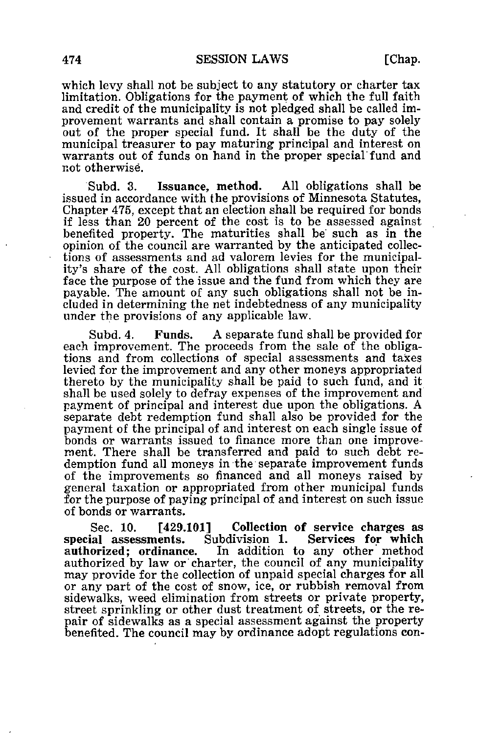which levy shall not be subject to any statutory or charter tax limitation. Obligations for the payment of which the full faith and credit of the municipality is not pledged shall be called improvement warrants and shall contain a promise to pay solely out of the proper special fund. It shall be the duty of the municipal treasurer to pay maturing principal and interest on warrants out of funds on hand in the proper special fund and not otherwise.

Subd. 3. **Issuance, method.** All obligations shall be issued in accordance with the provisions of Minnesota Statutes, Chapter 475, except that an election shall be required for bonds if less than 20 percent of the cost is to be assessed against benefited property. The maturities shall be such as in the opinion of the council are warranted by the anticipated collections of assessments and ad valorem levies for the municipality's share of the cost. All obligations shall state upon their face the purpose of the issue and the fund from which they are payable. The amount of any such obligations shall not be included in determining the net indebtedness of any municipality under the provisions of any applicable law.

Subd. 4. **Funds.** A separate fund shall be provided for each improvement. The proceeds from the sale of the obligations and from collections of special assessments and taxes levied for the improvement and any other moneys appropriated thereto by the municipality shall be paid to such fund, and it shall be used solely to defray expenses of the improvement and payment of principal and interest due upon the obligations. A separate debt redemption fund shall also be provided for the payment of the principal of and interest on each single issue of bonds or warrants issued to finance more than one improvement. There shall be transferred and paid to such debt redemption fund all moneys in the separate improvement funds of the improvements so financed and all moneys raised by general taxation or appropriated from other municipal funds for the purpose of paying principal of and interest on such issue of bonds or warrants.

Sec. 10. **[429.101] Collection of service charges as special assessments.** Subdivision 1. **Services for which authorized; ordinance.** In addition to any other method authorized by law or charter, the council of any municipality may provide for the collection of unpaid special charges for all or any part of the cost of snow, ice, or rubbish removal from sidewalks, weed elimination from streets or private property, street sprinkling or other dust treatment of streets, or the repair of sidewalks as a special assessment against the property benefited. The council may by ordinance adopt regulations con-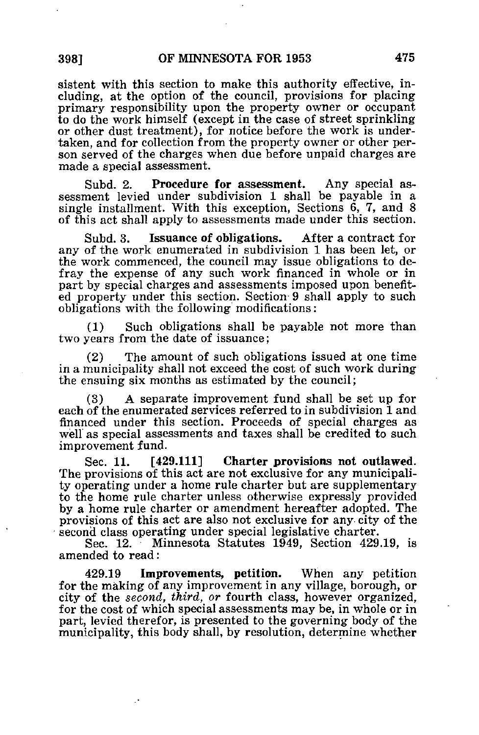sistent with this section to make this authority effective, including, at the option of the council, provisions for placing primary responsibility upon the property owner or occupant to do the work himself (except in the case of street sprinkling or other dust treatment), for notice before the work is undertaken, and for collection from the property owner or other person served of the charges when due before unpaid charges are made a special assessment.

Subd. 2. **Procedure for assessment.** Any special assessment levied under subdivision 1 shall be payable in a single installment. With this exception, Sections 6, 7, and 8 of this act shall apply to assessments made under this section.

Subd. 3. **Issuance of obligations.** After a contract for any of the work enumerated in subdivision 1 has been let, or the work commenced, the council may issue obligations to defray the expense of any such work financed in whole or in part by special charges and assessments imposed upon benefited property under this section. Section 9 shall apply to such obligations with the following modifications:

(1) Such obligations shall be payable not more than two years from the date of issuance;

(2) The amount of such obligations issued at one time in a municipality shall not exceed the cost of such work during the ensuing six months as estimated by the council;

(3) A separate improvement fund shall be set up for each of the enumerated services referred to in subdivision 1 and financed under this section. Proceeds of special charges as well as special assessments and taxes shall be credited to such improvement fund.

Sec. 11. **[429.111] Charter provisions not outlawed.** The provisions of this act are not exclusive for any municipality operating under a home rule charter but are supplementary to the home rule charter unless otherwise expressly provided by a home rule charter or amendment hereafter adopted. The provisions of this act are also not exclusive for any city of the second class operating under special legislative charter.

Sec. 12. Minnesota Statutes 1949, Section 429.19, is amended to read:

429.19 **Improvements, petition.** When any petition for the making of any improvement in any village, borough, or city of the *second, third, or* fourth class, however organized, for the cost of which special assessments may be, in whole or in part, levied therefor, is presented to the governing body of the municipality, this body shall, by resolution, determine whether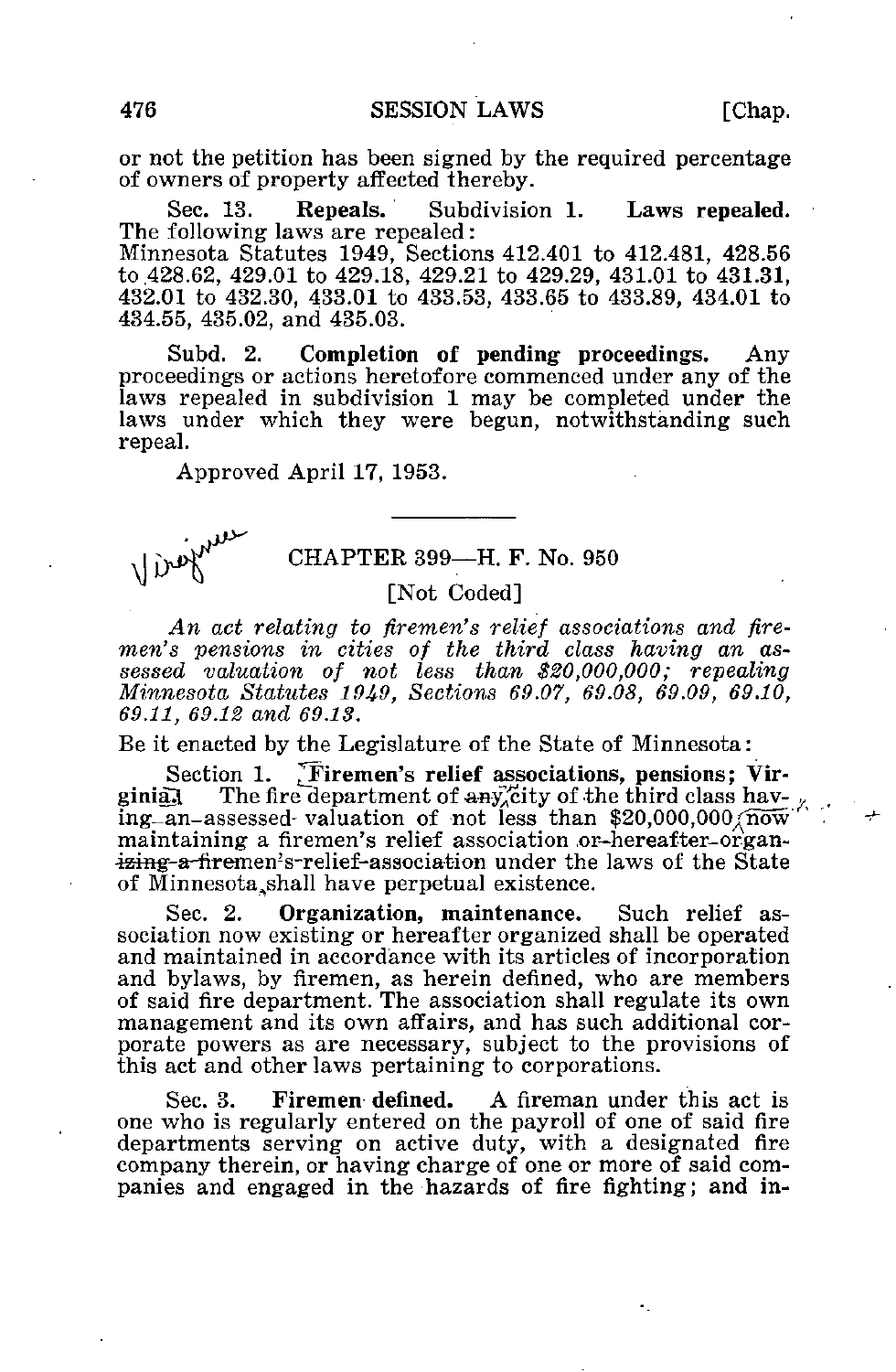or not the petition has been signed by the required percentage of owners of property affected thereby.

Sec. 13. **Repeals.** Subdivision 1. **Laws repealed.** The following laws are repealed:
Minnesota Statutes 1949, Sections 412.401 to 412.481, 428.56 to 428.62, 429.01 to 429.18, 429.21 to 429.29, 431.01 to 431.31, 432.01 to 432.30, 433.01 to 433.53, 433.65 to 433.89, 434.01 to 434.55, 435.02, and 435.03.

Subd. 2. **Completion of pending proceedings.** Any proceedings or actions heretofore commenced under any of the laws repealed in subdivision 1 may be completed under the laws under which they were begun, notwithstanding such repeal.

Approved April 17, 1953.

---

Virginia

## CHAPTER 399—H. F. No. 950

[Not Coded]

*An act relating to firemen's relief associations and firemen's pensions in cities of the third class having an assessed valuation of not less than $20,000,000; repealing Minnesota Statutes 1949, Sections 69.07, 69.08, 69.09, 69.10, 69.11, 69.12 and 69.13.*

Be it enacted by the Legislature of the State of Minnesota:

Section 1. **Firemen's relief associations, pensions; Virginia.** The fire department of ~~any~~ city of the third class having an assessed valuation of not less than $20,000,000 now maintaining a firemen's relief association ~~or hereafter organizing a firemen's relief association~~ under the laws of the State of Minnesota shall have perpetual existence.

Sec. 2. **Organization, maintenance.** Such relief association now existing or hereafter organized shall be operated and maintained in accordance with its articles of incorporation and bylaws, by firemen, as herein defined, who are members of said fire department. The association shall regulate its own management and its own affairs, and has such additional corporate powers as are necessary, subject to the provisions of this act and other laws pertaining to corporations.

Sec. 3. **Firemen defined.** A fireman under this act is one who is regularly entered on the payroll of one of said fire departments serving on active duty, with a designated fire company therein, or having charge of one or more of said companies and engaged in the hazards of fire fighting; and in-